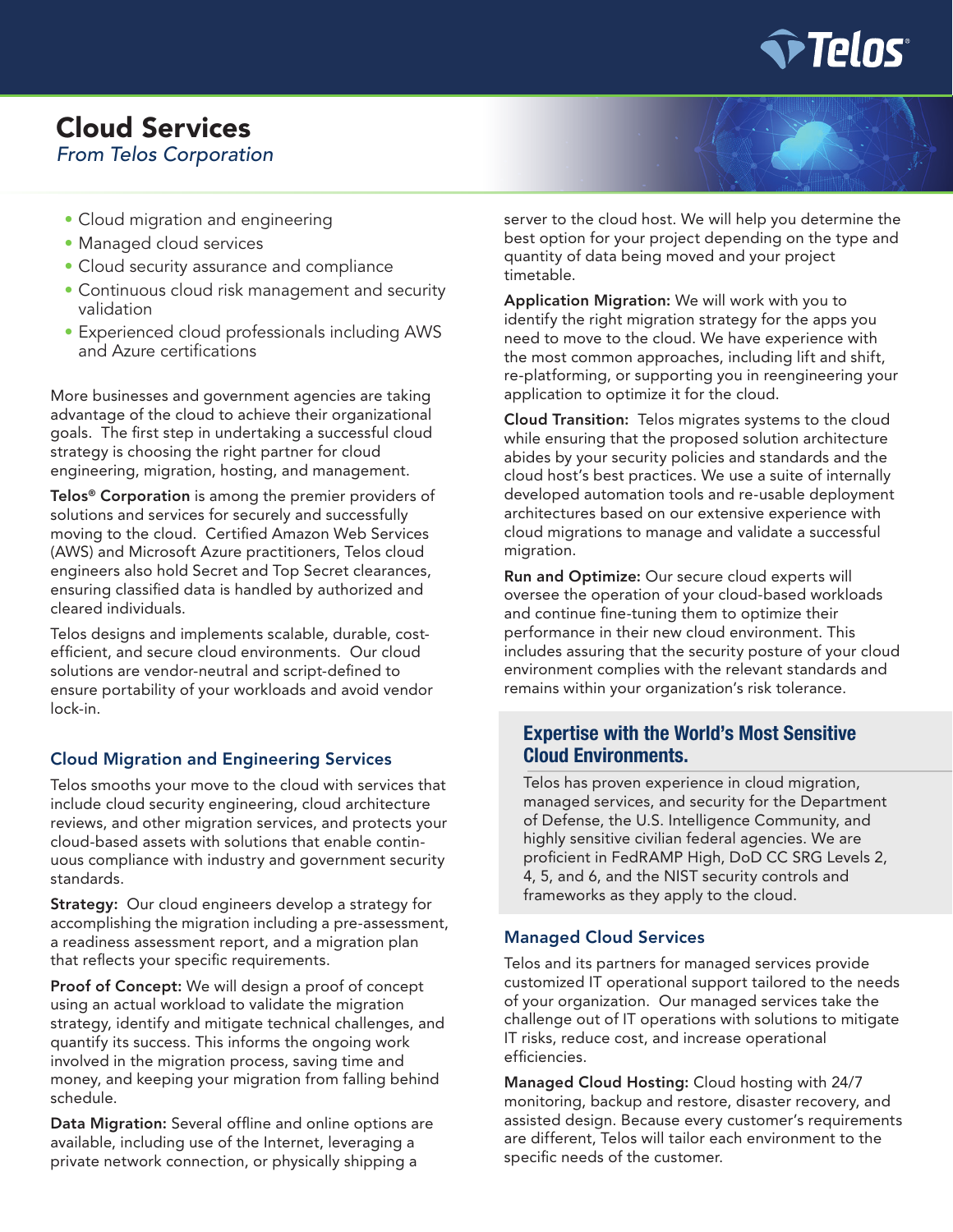# Cloud Services

*From Telos Corporation*

- Cloud migration and engineering
- Managed cloud services
- Cloud security assurance and compliance
- Continuous cloud risk management and security validation
- Experienced cloud professionals including AWS and Azure certifications

More businesses and government agencies are taking advantage of the cloud to achieve their organizational goals. The first step in undertaking a successful cloud strategy is choosing the right partner for cloud engineering, migration, hosting, and management.

**Telos® Corporation** is among the premier providers of solutions and services for securely and successfully moving to the cloud. Certified Amazon Web Services (AWS) and Microsoft Azure practitioners, Telos cloud engineers also hold Secret and Top Secret clearances, ensuring classified data is handled by authorized and cleared individuals.

Telos designs and implements scalable, durable, cost-efficient, and secure cloud environments. Our cloud solutions are vendor-neutral and script-defined to ensure portability of your workloads and avoid vendor lock-in.

## Cloud Migration and Engineering Services

Telos smooths your move to the cloud with services that include cloud security engineering, cloud architecture reviews, and other migration services, and protects your cloud-based assets with solutions that enable continuous compliance with industry and government security standards.

**Strategy:** Our cloud engineers develop a strategy for accomplishing the migration including a pre-assessment, a readiness assessment report, and a migration plan that reflects your specific requirements.

**Proof of Concept:** We will design a proof of concept using an actual workload to validate the migration strategy, identify and mitigate technical challenges, and quantify its success. This informs the ongoing work involved in the migration process, saving time and money, and keeping your migration from falling behind schedule.

**Data Migration:** Several offline and online options are available, including use of the Internet, leveraging a private network connection, or physically shipping a server to the cloud host. We will help you determine the best option for your project depending on the type and quantity of data being moved and your project timetable.

**Application Migration:** We will work with you to identify the right migration strategy for the apps you need to move to the cloud. We have experience with the most common approaches, including lift and shift, re-platforming, or supporting you in reengineering your application to optimize it for the cloud.

**Cloud Transition:** Telos migrates systems to the cloud while ensuring that the proposed solution architecture abides by your security policies and standards and the cloud host's best practices. We use a suite of internally developed automation tools and re-usable deployment architectures based on our extensive experience with cloud migrations to manage and validate a successful migration.

**Run and Optimize:** Our secure cloud experts will oversee the operation of your cloud-based workloads and continue fine-tuning them to optimize their performance in their new cloud environment. This includes assuring that the security posture of your cloud environment complies with the relevant standards and remains within your organization's risk tolerance.

### Expertise with the World's Most Sensitive Cloud Environments.

Telos has proven experience in cloud migration, managed services, and security for the Department of Defense, the U.S. Intelligence Community, and highly sensitive civilian federal agencies. We are proficient in FedRAMP High, DoD CC SRG Levels 2, 4, 5, and 6, and the NIST security controls and frameworks as they apply to the cloud.

## Managed Cloud Services

Telos and its partners for managed services provide customized IT operational support tailored to the needs of your organization. Our managed services take the challenge out of IT operations with solutions to mitigate IT risks, reduce cost, and increase operational efficiencies.

**Managed Cloud Hosting:** Cloud hosting with 24/7 monitoring, backup and restore, disaster recovery, and assisted design. Because every customer's requirements are different, Telos will tailor each environment to the specific needs of the customer.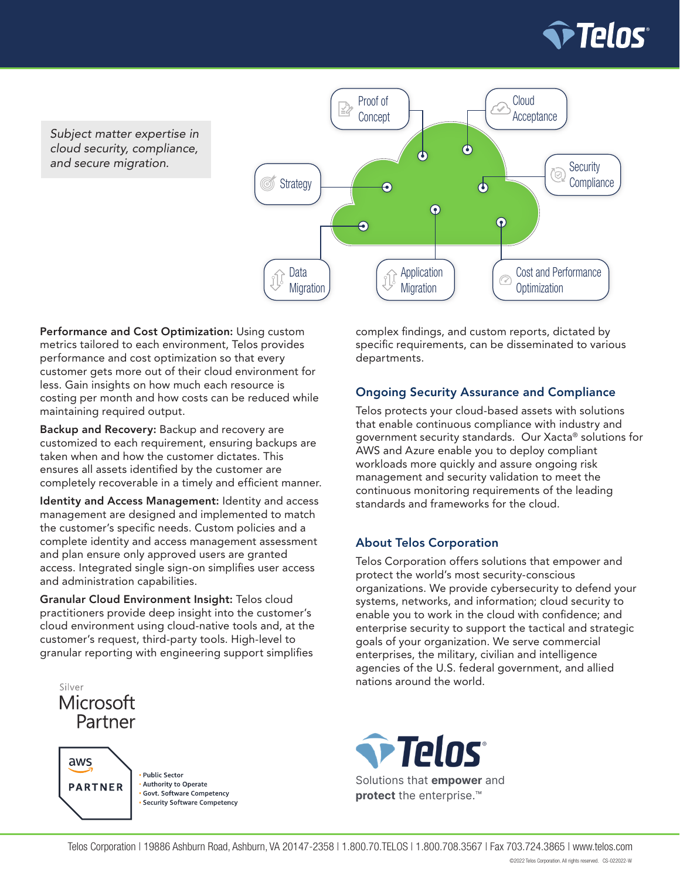*Subject matter expertise in cloud security, compliance, and secure migration.*

Proof of Concept

Cloud Acceptance

Strategy

Security Compliance

Data Migration

Application Migration

Cost and Performance Optimization

**Performance and Cost Optimization:** Using custom metrics tailored to each environment, Telos provides performance and cost optimization so that every customer gets more out of their cloud environment for less. Gain insights on how much each resource is costing per month and how costs can be reduced while maintaining required output.

**Backup and Recovery:** Backup and recovery are customized to each requirement, ensuring backups are taken when and how the customer dictates. This ensures all assets identified by the customer are completely recoverable in a timely and efficient manner.

**Identity and Access Management:** Identity and access management are designed and implemented to match the customer's specific needs. Custom policies and a complete identity and access management assessment and plan ensure only approved users are granted access. Integrated single sign-on simplifies user access and administration capabilities.

**Granular Cloud Environment Insight:** Telos cloud practitioners provide deep insight into the customer's cloud environment using cloud-native tools and, at the customer's request, third-party tools. High-level to granular reporting with engineering support simplifies complex findings, and custom reports, dictated by specific requirements, can be disseminated to various departments.

## Ongoing Security Assurance and Compliance

Telos protects your cloud-based assets with solutions that enable continuous compliance with industry and government security standards. Our Xacta® solutions for AWS and Azure enable you to deploy compliant workloads more quickly and assure ongoing risk management and security validation to meet the continuous monitoring requirements of the leading standards and frameworks for the cloud.

## About Telos Corporation

Telos Corporation offers solutions that empower and protect the world's most security-conscious organizations. We provide cybersecurity to defend your systems, networks, and information; cloud security to enable you to work in the cloud with confidence; and enterprise security to support the tactical and strategic goals of your organization. We serve commercial enterprises, the military, civilian and intelligence agencies of the U.S. federal government, and allied nations around the world.

Silver Microsoft Partner

aws PARTNER

- Public Sector
- Authority to Operate
- Govt. Software Competency
- Security Software Competency

Telos®

Solutions that **empower** and **protect** the enterprise.™

Telos Corporation | 19886 Ashburn Road, Ashburn, VA 20147-2358 | 1.800.70.TELOS | 1.800.708.3567 | Fax 703.724.3865 | www.telos.com

©2022 Telos Corporation. All rights reserved. CS-022022-W